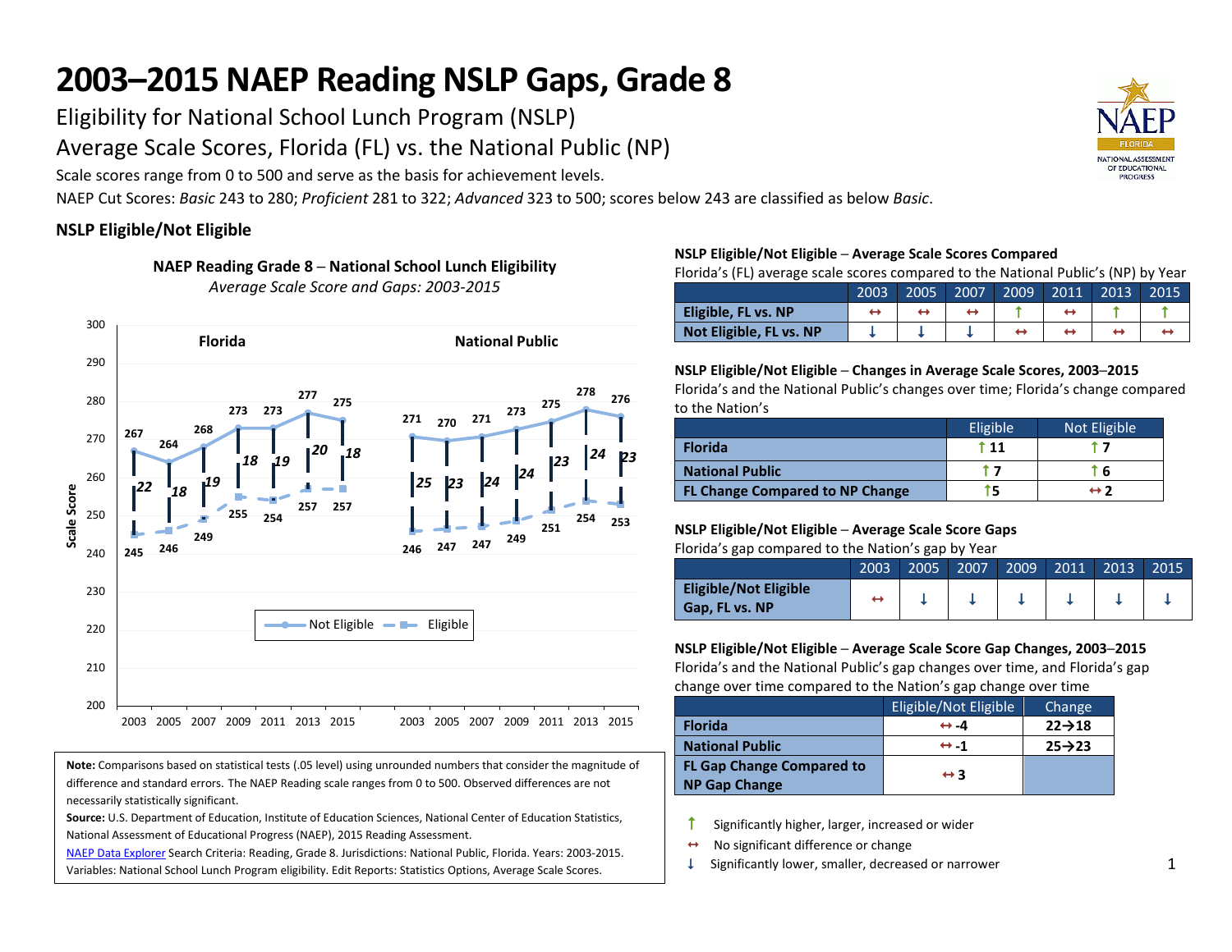# 2003–2015 NAEP Reading NSLP Gaps, Grade 8

Eligibility for National School Lunch Program (NSLP)

Average Scale Scores, Florida (FL) vs. the National Public (NP)

Scale scores range from 0 to 500 and serve as the basis for achievement levels.

NAEP Cut Scores: *Basic* 243 to 280; *Proficient* 281 to 322; *Advanced* 323 to 500; scores below 243 are classified as below *Basic*.

## NSLP Eligible/Not Eligible

**NAEP Reading Grade 8 – National School Lunch Eligibility**

*Average Scale Score and Gaps: 2003-2015*

| Year | Florida Not Eligible | Florida Eligible | Florida Gap | National Public Not Eligible | National Public Eligible | National Public Gap |
|---|---|---|---|---|---|---|
| 2003 | 267 | 245 | 22 | 271 | 246 | 25 |
| 2005 | 264 | 246 | 18 | 270 | 247 | 23 |
| 2007 | 268 | 249 | 19 | 271 | 247 | 24 |
| 2009 | 273 | 255 | 18 | 273 | 249 | 24 |
| 2011 | 273 | 254 | 19 | 275 | 251 | 23 |
| 2013 | 277 | 257 | 20 | 278 | 254 | 24 |
| 2015 | 275 | 257 | 18 | 276 | 253 | 23 |

**Note:** Comparisons based on statistical tests (.05 level) using unrounded numbers that consider the magnitude of difference and standard errors. The NAEP Reading scale ranges from 0 to 500. Observed differences are not necessarily statistically significant.

**Source:** U.S. Department of Education, Institute of Education Sciences, National Center of Education Statistics, National Assessment of Educational Progress (NAEP), 2015 Reading Assessment.

NAEP Data Explorer Search Criteria: Reading, Grade 8. Jurisdictions: National Public, Florida. Years: 2003-2015. Variables: National School Lunch Program eligibility. Edit Reports: Statistics Options, Average Scale Scores.

### NSLP Eligible/Not Eligible – Average Scale Scores Compared

Florida's (FL) average scale scores compared to the National Public's (NP) by Year

| | 2003 | 2005 | 2007 | 2009 | 2011 | 2013 | 2015 |
|---|---|---|---|---|---|---|---|
| **Eligible, FL vs. NP** | ↔ | ↔ | ↔ | ↑ | ↔ | ↑ | ↑ |
| **Not Eligible, FL vs. NP** | ↓ | ↓ | ↓ | ↔ | ↔ | ↔ | ↔ |

### NSLP Eligible/Not Eligible – Changes in Average Scale Scores, 2003–2015

Florida's and the National Public's changes over time; Florida's change compared to the Nation's

| | Eligible | Not Eligible |
|---|---|---|
| **Florida** | ↑ 11 | ↑ 7 |
| **National Public** | ↑ 7 | ↑ 6 |
| **FL Change Compared to NP Change** | ↑5 | ↔ 2 |

### NSLP Eligible/Not Eligible – Average Scale Score Gaps

Florida's gap compared to the Nation's gap by Year

| | 2003 | 2005 | 2007 | 2009 | 2011 | 2013 | 2015 |
|---|---|---|---|---|---|---|---|
| **Eligible/Not Eligible Gap, FL vs. NP** | ↔ | ↓ | ↓ | ↓ | ↓ | ↓ | ↓ |

### NSLP Eligible/Not Eligible – Average Scale Score Gap Changes, 2003–2015

Florida's and the National Public's gap changes over time, and Florida's gap change over time compared to the Nation's gap change over time

| | Eligible/Not Eligible | Change |
|---|---|---|
| **Florida** | ↔ -4 | 22→18 |
| **National Public** | ↔ -1 | 25→23 |
| **FL Gap Change Compared to NP Gap Change** | ↔ 3 | |

↑ Significantly higher, larger, increased or wider

↔ No significant difference or change

↓ Significantly lower, smaller, decreased or narrower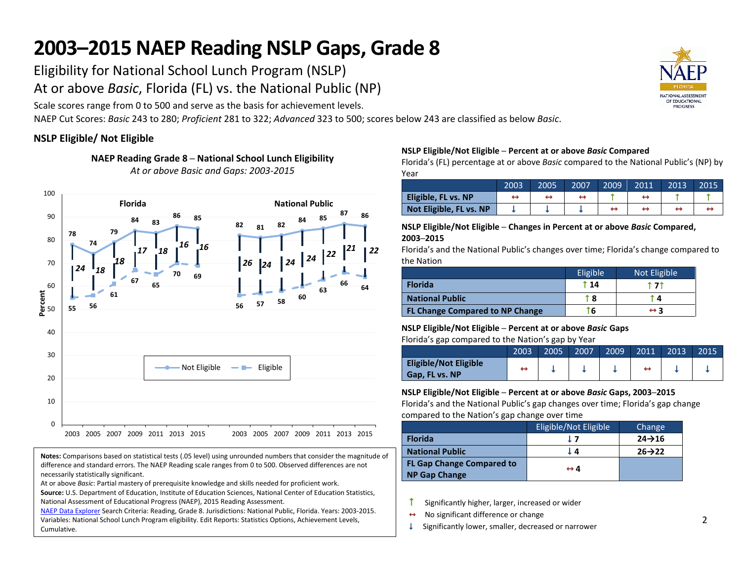# 2003–2015 NAEP Reading NSLP Gaps, Grade 8

Eligibility for National School Lunch Program (NSLP)

At or above *Basic*, Florida (FL) vs. the National Public (NP)

Scale scores range from 0 to 500 and serve as the basis for achievement levels.

NAEP Cut Scores: *Basic* 243 to 280; *Proficient* 281 to 322; *Advanced* 323 to 500; scores below 243 are classified as below *Basic*.

**NSLP Eligible/ Not Eligible**

**NAEP Reading Grade 8 – National School Lunch Eligibility**

*At or above Basic and Gaps: 2003-2015*

| | 2003 | 2005 | 2007 | 2009 | 2011 | 2013 | 2015 |
|---|---|---|---|---|---|---|---|
| Florida – Not Eligible | 78 | 74 | 79 | 84 | 83 | 86 | 85 |
| Florida – Eligible | 55 | 56 | 61 | 67 | 65 | 70 | 69 |
| Florida – Gap | 24 | 18 | 18 | 17 | 18 | 16 | 16 |
| National Public – Not Eligible | 82 | 81 | 82 | 84 | 85 | 87 | 86 |
| National Public – Eligible | 56 | 57 | 58 | 60 | 63 | 66 | 64 |
| National Public – Gap | 26 | 24 | 24 | 24 | 22 | 21 | 22 |

**Notes:** Comparisons based on statistical tests (.05 level) using unrounded numbers that consider the magnitude of difference and standard errors. The NAEP Reading scale ranges from 0 to 500. Observed differences are not necessarily statistically significant.

At or above *Basic*: Partial mastery of prerequisite knowledge and skills needed for proficient work.

**Source:** U.S. Department of Education, Institute of Education Sciences, National Center of Education Statistics, National Assessment of Educational Progress (NAEP), 2015 Reading Assessment.

NAEP Data Explorer Search Criteria: Reading, Grade 8. Jurisdictions: National Public, Florida. Years: 2003-2015. Variables: National School Lunch Program eligibility. Edit Reports: Statistics Options, Achievement Levels, Cumulative.

**NSLP Eligible/Not Eligible – Percent at or above *Basic* Compared**

Florida's (FL) percentage at or above *Basic* compared to the National Public's (NP) by Year

| | 2003 | 2005 | 2007 | 2009 | 2011 | 2013 | 2015 |
|---|---|---|---|---|---|---|---|
| **Eligible, FL vs. NP** | ↔ | ↔ | ↔ | ↑ | ↔ | ↑ | ↑ |
| **Not Eligible, FL vs. NP** | ↓ | ↓ | ↓ | ↔ | ↔ | ↔ | ↔ |

**NSLP Eligible/Not Eligible – Changes in Percent at or above *Basic* Compared, 2003–2015**

Florida's and the National Public's changes over time; Florida's change compared to the Nation

| | Eligible | Not Eligible |
|---|---|---|
| **Florida** | ↑ 14 | ↑ 7↑ |
| **National Public** | ↑ 8 | ↑ 4 |
| **FL Change Compared to NP Change** | ↑6 | ↔ 3 |

**NSLP Eligible/Not Eligible – Percent at or above *Basic* Gaps**

Florida's gap compared to the Nation's gap by Year

| | 2003 | 2005 | 2007 | 2009 | 2011 | 2013 | 2015 |
|---|---|---|---|---|---|---|---|
| **Eligible/Not Eligible Gap, FL vs. NP** | ↔ | ↓ | ↓ | ↓ | ↔ | ↓ | ↓ |

**NSLP Eligible/Not Eligible – Percent at or above *Basic* Gaps, 2003–2015**

Florida's and the National Public's gap changes over time; Florida's gap change compared to the Nation's gap change over time

| | Eligible/Not Eligible | Change |
|---|---|---|
| **Florida** | ↓ 7 | **24→16** |
| **National Public** | ↓ 4 | **26→22** |
| **FL Gap Change Compared to NP Gap Change** | ↔ 4 | |

↑ Significantly higher, larger, increased or wider

↔ No significant difference or change

↓ Significantly lower, smaller, decreased or narrower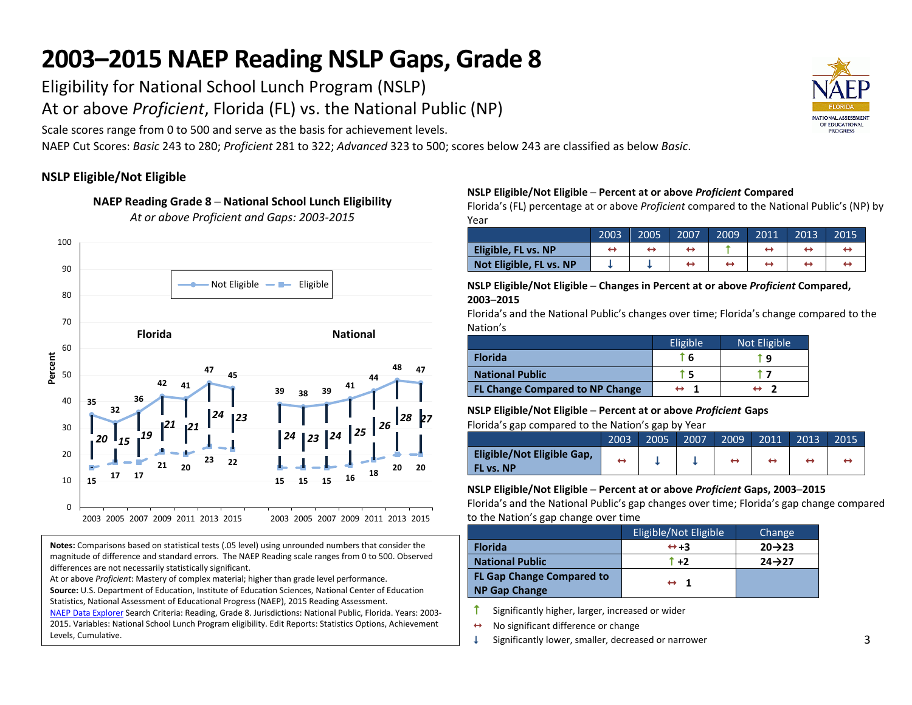# 2003–2015 NAEP Reading NSLP Gaps, Grade 8

Eligibility for National School Lunch Program (NSLP)

At or above *Proficient*, Florida (FL) vs. the National Public (NP)

Scale scores range from 0 to 500 and serve as the basis for achievement levels.

NAEP Cut Scores: *Basic* 243 to 280; *Proficient* 281 to 322; *Advanced* 323 to 500; scores below 243 are classified as below *Basic*.

## NSLP Eligible/Not Eligible

**NAEP Reading Grade 8 – National School Lunch Eligibility**

*At or above Proficient and Gaps: 2003-2015*

Percent

100
90
80
70
60
50
40
30
20
10
0

Not Eligible — Eligible

Florida

35 32 36 42 41 47 45

20 15 19 21 21 24 23

15 17 17 21 20 23 22

National

39 38 39 41 44 48 47

24 23 24 25 26 28 27

15 15 15 16 18 20 20

2003 2005 2007 2009 2011 2013 2015 2003 2005 2007 2009 2011 2013 2015

**Notes:** Comparisons based on statistical tests (.05 level) using unrounded numbers that consider the magnitude of difference and standard errors. The NAEP Reading scale ranges from 0 to 500. Observed differences are not necessarily statistically significant.

At or above *Proficient*: Mastery of complex material; higher than grade level performance.

**Source:** U.S. Department of Education, Institute of Education Sciences, National Center of Education Statistics, National Assessment of Educational Progress (NAEP), 2015 Reading Assessment.

NAEP Data Explorer Search Criteria: Reading, Grade 8. Jurisdictions: National Public, Florida. Years: 2003-2015. Variables: National School Lunch Program eligibility. Edit Reports: Statistics Options, Achievement Levels, Cumulative.

**NSLP Eligible/Not Eligible – Percent at or above *Proficient* Compared**

Florida's (FL) percentage at or above *Proficient* compared to the National Public's (NP) by Year

| | 2003 | 2005 | 2007 | 2009 | 2011 | 2013 | 2015 |
|---|---|---|---|---|---|---|---|
| **Eligible, FL vs. NP** | ↔ | ↔ | ↔ | ↑ | ↔ | ↔ | ↔ |
| **Not Eligible, FL vs. NP** | ↓ | ↓ | ↔ | ↔ | ↔ | ↔ | ↔ |

**NSLP Eligible/Not Eligible – Changes in Percent at or above *Proficient* Compared, 2003–2015**

Florida's and the National Public's changes over time; Florida's change compared to the Nation's

| | Eligible | Not Eligible |
|---|---|---|
| **Florida** | ↑ 6 | ↑ 9 |
| **National Public** | ↑ 5 | ↑ 7 |
| **FL Change Compared to NP Change** | ↔ 1 | ↔ 2 |

**NSLP Eligible/Not Eligible – Percent at or above *Proficient* Gaps**

Florida's gap compared to the Nation's gap by Year

| | 2003 | 2005 | 2007 | 2009 | 2011 | 2013 | 2015 |
|---|---|---|---|---|---|---|---|
| **Eligible/Not Eligible Gap, FL vs. NP** | ↔ | ↓ | ↓ | ↔ | ↔ | ↔ | ↔ |

**NSLP Eligible/Not Eligible – Percent at or above *Proficient* Gaps, 2003–2015**

Florida's and the National Public's gap changes over time; Florida's gap change compared to the Nation's gap change over time

| | Eligible/Not Eligible | Change |
|---|---|---|
| **Florida** | ↔ +3 | 20→23 |
| **National Public** | ↑ +2 | 24→27 |
| **FL Gap Change Compared to NP Gap Change** | ↔ 1 | |

↑ Significantly higher, larger, increased or wider

↔ No significant difference or change

↓ Significantly lower, smaller, decreased or narrower